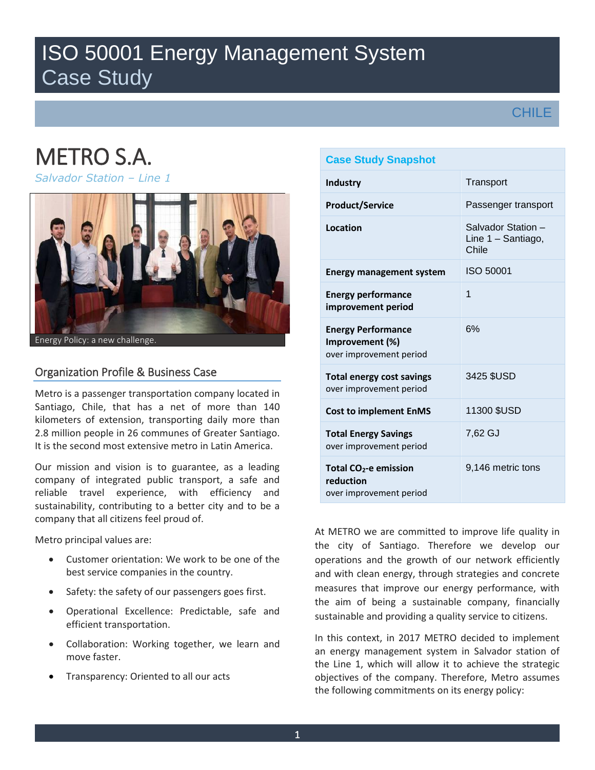# ISO 50001 Energy Management System Case Study

CHILE

# METRO S.A.

*Salvador Station – Line 1*

Energy Policy: a new challenge.

## Organization Profile & Business Case

Metro is a passenger transportation company located in Santiago, Chile, that has a net of more than 140 kilometers of extension, transporting daily more than 2.8 million people in 26 communes of Greater Santiago. It is the second most extensive metro in Latin America.

Our mission and vision is to guarantee, as a leading company of integrated public transport, a safe and reliable travel experience, with efficiency and sustainability, contributing to a better city and to be a company that all citizens feel proud of.

Metro principal values are:

- Customer orientation: We work to be one of the best service companies in the country.
- Safety: the safety of our passengers goes first.
- Operational Excellence: Predictable, safe and efficient transportation.
- Collaboration: Working together, we learn and move faster.
- Transparency: Oriented to all our acts

| Case Study Snapshot | |
|---|---|
| **Industry** | Transport |
| **Product/Service** | Passenger transport |
| **Location** | Salvador Station – Line 1 – Santiago, Chile |
| **Energy management system** | ISO 50001 |
| **Energy performance improvement period** | 1 |
| **Energy Performance Improvement (%)** over improvement period | 6% |
| **Total energy cost savings** over improvement period | 3425 $USD |
| **Cost to implement EnMS** | 11300 $USD |
| **Total Energy Savings** over improvement period | 7,62 GJ |
| **Total $CO_2$-e emission reduction** over improvement period | 9,146 metric tons |

At METRO we are committed to improve life quality in the city of Santiago. Therefore we develop our operations and the growth of our network efficiently and with clean energy, through strategies and concrete measures that improve our energy performance, with the aim of being a sustainable company, financially sustainable and providing a quality service to citizens.

In this context, in 2017 METRO decided to implement an energy management system in Salvador station of the Line 1, which will allow it to achieve the strategic objectives of the company. Therefore, Metro assumes the following commitments on its energy policy: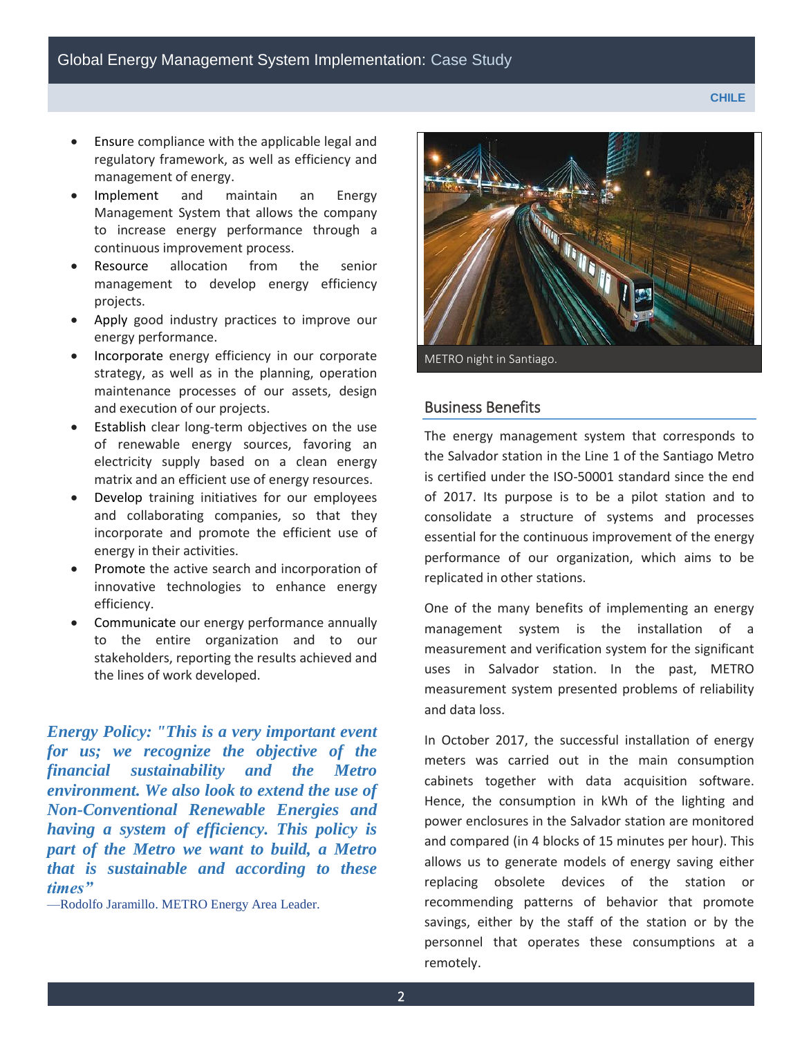- Ensure compliance with the applicable legal and regulatory framework, as well as efficiency and management of energy.
- Implement and maintain an Energy Management System that allows the company to increase energy performance through a continuous improvement process.
- Resource allocation from the senior management to develop energy efficiency projects.
- Apply good industry practices to improve our energy performance.
- Incorporate energy efficiency in our corporate strategy, as well as in the planning, operation maintenance processes of our assets, design and execution of our projects.
- Establish clear long-term objectives on the use of renewable energy sources, favoring an electricity supply based on a clean energy matrix and an efficient use of energy resources.
- Develop training initiatives for our employees and collaborating companies, so that they incorporate and promote the efficient use of energy in their activities.
- Promote the active search and incorporation of innovative technologies to enhance energy efficiency.
- Communicate our energy performance annually to the entire organization and to our stakeholders, reporting the results achieved and the lines of work developed.

***Energy Policy: "This is a very important event for us; we recognize the objective of the financial sustainability and the Metro environment. We also look to extend the use of Non-Conventional Renewable Energies and having a system of efficiency. This policy is part of the Metro we want to build, a Metro that is sustainable and according to these times"***

—Rodolfo Jaramillo. METRO Energy Area Leader.

METRO night in Santiago.

## Business Benefits

The energy management system that corresponds to the Salvador station in the Line 1 of the Santiago Metro is certified under the ISO-50001 standard since the end of 2017. Its purpose is to be a pilot station and to consolidate a structure of systems and processes essential for the continuous improvement of the energy performance of our organization, which aims to be replicated in other stations.

One of the many benefits of implementing an energy management system is the installation of a measurement and verification system for the significant uses in Salvador station. In the past, METRO measurement system presented problems of reliability and data loss.

In October 2017, the successful installation of energy meters was carried out in the main consumption cabinets together with data acquisition software. Hence, the consumption in kWh of the lighting and power enclosures in the Salvador station are monitored and compared (in 4 blocks of 15 minutes per hour). This allows us to generate models of energy saving either replacing obsolete devices of the station or recommending patterns of behavior that promote savings, either by the staff of the station or by the personnel that operates these consumptions at a remotely.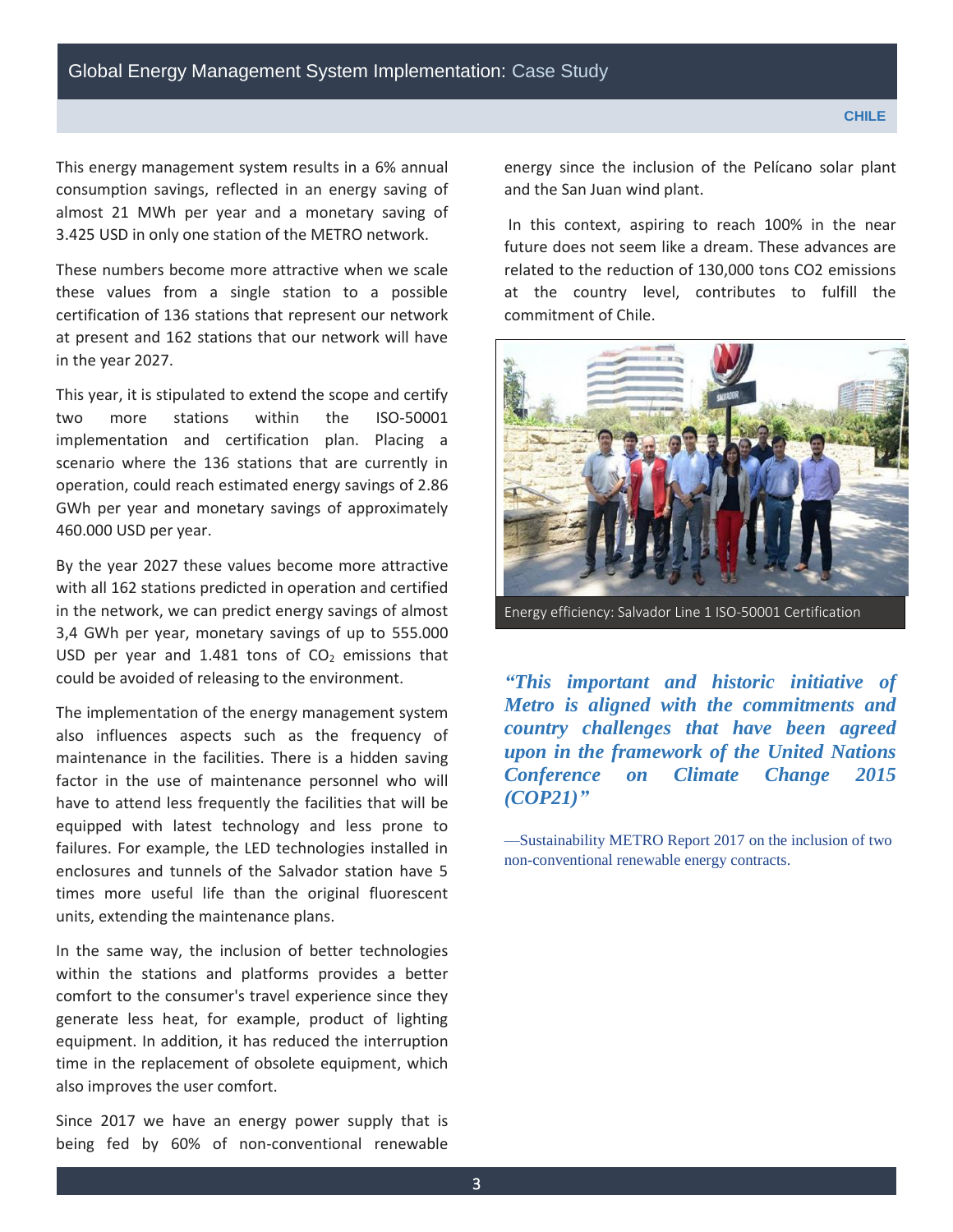This energy management system results in a 6% annual consumption savings, reflected in an energy saving of almost 21 MWh per year and a monetary saving of 3.425 USD in only one station of the METRO network.

These numbers become more attractive when we scale these values from a single station to a possible certification of 136 stations that represent our network at present and 162 stations that our network will have in the year 2027.

This year, it is stipulated to extend the scope and certify two more stations within the ISO-50001 implementation and certification plan. Placing a scenario where the 136 stations that are currently in operation, could reach estimated energy savings of 2.86 GWh per year and monetary savings of approximately 460.000 USD per year.

By the year 2027 these values become more attractive with all 162 stations predicted in operation and certified in the network, we can predict energy savings of almost 3,4 GWh per year, monetary savings of up to 555.000 USD per year and 1.481 tons of $CO_2$ emissions that could be avoided of releasing to the environment.

The implementation of the energy management system also influences aspects such as the frequency of maintenance in the facilities. There is a hidden saving factor in the use of maintenance personnel who will have to attend less frequently the facilities that will be equipped with latest technology and less prone to failures. For example, the LED technologies installed in enclosures and tunnels of the Salvador station have 5 times more useful life than the original fluorescent units, extending the maintenance plans.

In the same way, the inclusion of better technologies within the stations and platforms provides a better comfort to the consumer's travel experience since they generate less heat, for example, product of lighting equipment. In addition, it has reduced the interruption time in the replacement of obsolete equipment, which also improves the user comfort.

Since 2017 we have an energy power supply that is being fed by 60% of non-conventional renewable energy since the inclusion of the Pelícano solar plant and the San Juan wind plant.

In this context, aspiring to reach 100% in the near future does not seem like a dream. These advances are related to the reduction of 130,000 tons CO2 emissions at the country level, contributes to fulfill the commitment of Chile.

Energy efficiency: Salvador Line 1 ISO-50001 Certification

***"This important and historic initiative of Metro is aligned with the commitments and country challenges that have been agreed upon in the framework of the United Nations Conference on Climate Change 2015 (COP21)"***

—Sustainability METRO Report 2017 on the inclusion of two non-conventional renewable energy contracts.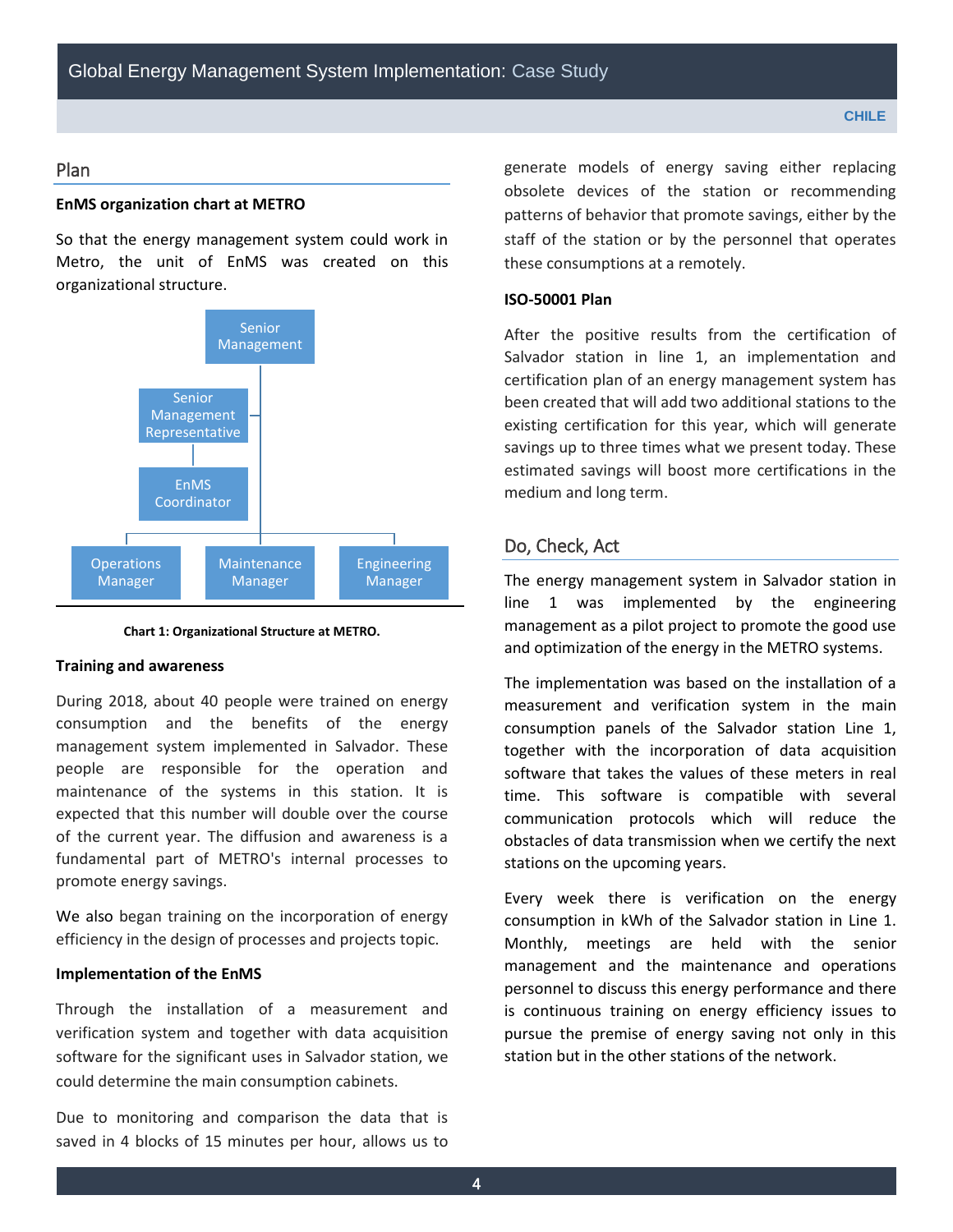## Plan

**EnMS organization chart at METRO**

So that the energy management system could work in Metro, the unit of EnMS was created on this organizational structure.

Senior Management

Senior Management Representative

EnMS Coordinator

Operations Manager | Maintenance Manager | Engineering Manager

**Chart 1: Organizational Structure at METRO.**

**Training and awareness**

During 2018, about 40 people were trained on energy consumption and the benefits of the energy management system implemented in Salvador. These people are responsible for the operation and maintenance of the systems in this station. It is expected that this number will double over the course of the current year. The diffusion and awareness is a fundamental part of METRO's internal processes to promote energy savings.

We also began training on the incorporation of energy efficiency in the design of processes and projects topic.

**Implementation of the EnMS**

Through the installation of a measurement and verification system and together with data acquisition software for the significant uses in Salvador station, we could determine the main consumption cabinets.

Due to monitoring and comparison the data that is saved in 4 blocks of 15 minutes per hour, allows us to generate models of energy saving either replacing obsolete devices of the station or recommending patterns of behavior that promote savings, either by the staff of the station or by the personnel that operates these consumptions at a remotely.

**ISO-50001 Plan**

After the positive results from the certification of Salvador station in line 1, an implementation and certification plan of an energy management system has been created that will add two additional stations to the existing certification for this year, which will generate savings up to three times what we present today. These estimated savings will boost more certifications in the medium and long term.

## Do, Check, Act

The energy management system in Salvador station in line 1 was implemented by the engineering management as a pilot project to promote the good use and optimization of the energy in the METRO systems.

The implementation was based on the installation of a measurement and verification system in the main consumption panels of the Salvador station Line 1, together with the incorporation of data acquisition software that takes the values of these meters in real time. This software is compatible with several communication protocols which will reduce the obstacles of data transmission when we certify the next stations on the upcoming years.

Every week there is verification on the energy consumption in kWh of the Salvador station in Line 1. Monthly, meetings are held with the senior management and the maintenance and operations personnel to discuss this energy performance and there is continuous training on energy efficiency issues to pursue the premise of energy saving not only in this station but in the other stations of the network.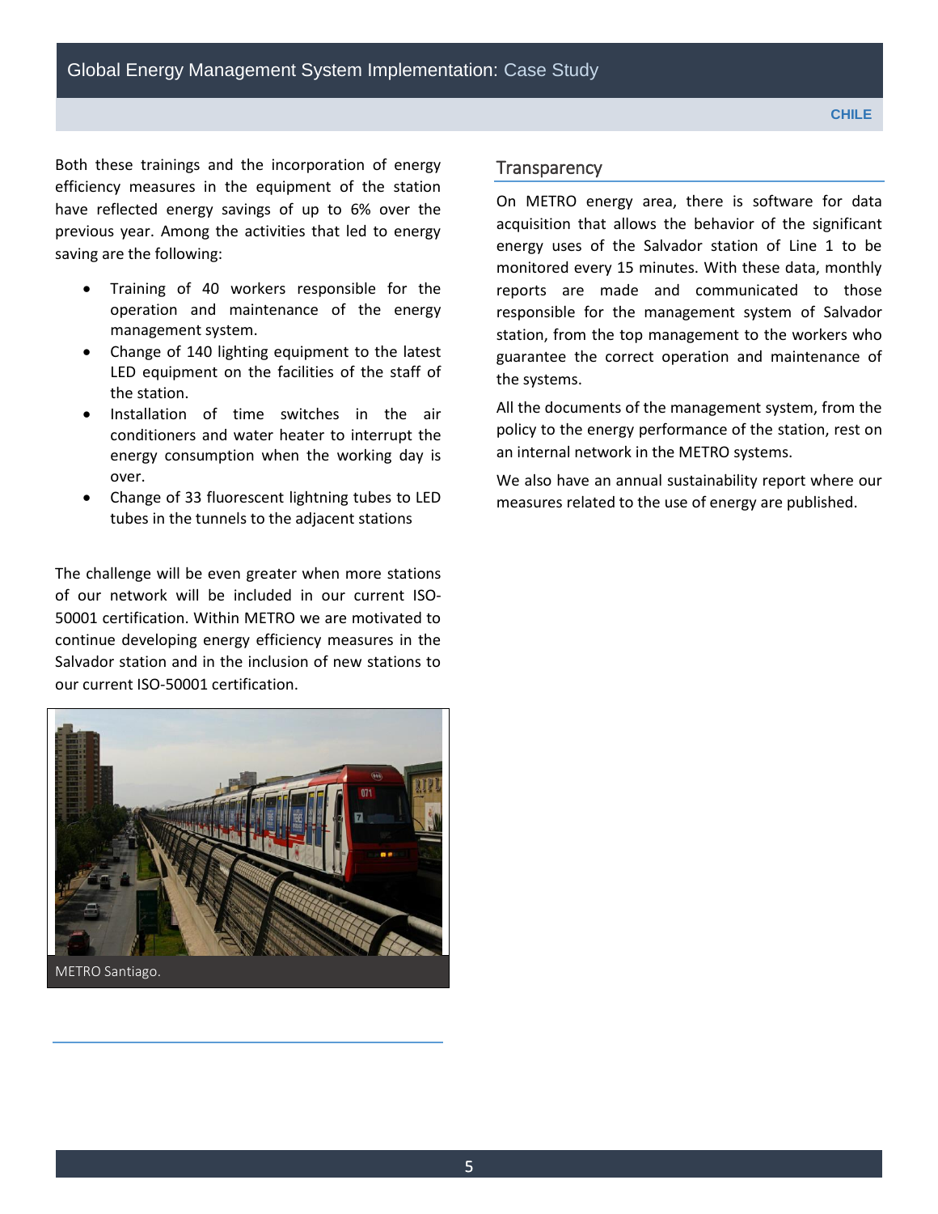Both these trainings and the incorporation of energy efficiency measures in the equipment of the station have reflected energy savings of up to 6% over the previous year. Among the activities that led to energy saving are the following:

- Training of 40 workers responsible for the operation and maintenance of the energy management system.
- Change of 140 lighting equipment to the latest LED equipment on the facilities of the staff of the station.
- Installation of time switches in the air conditioners and water heater to interrupt the energy consumption when the working day is over.
- Change of 33 fluorescent lightning tubes to LED tubes in the tunnels to the adjacent stations

The challenge will be even greater when more stations of our network will be included in our current ISO-50001 certification. Within METRO we are motivated to continue developing energy efficiency measures in the Salvador station and in the inclusion of new stations to our current ISO-50001 certification.

METRO Santiago.

## Transparency

On METRO energy area, there is software for data acquisition that allows the behavior of the significant energy uses of the Salvador station of Line 1 to be monitored every 15 minutes. With these data, monthly reports are made and communicated to those responsible for the management system of Salvador station, from the top management to the workers who guarantee the correct operation and maintenance of the systems.

All the documents of the management system, from the policy to the energy performance of the station, rest on an internal network in the METRO systems.

We also have an annual sustainability report where our measures related to the use of energy are published.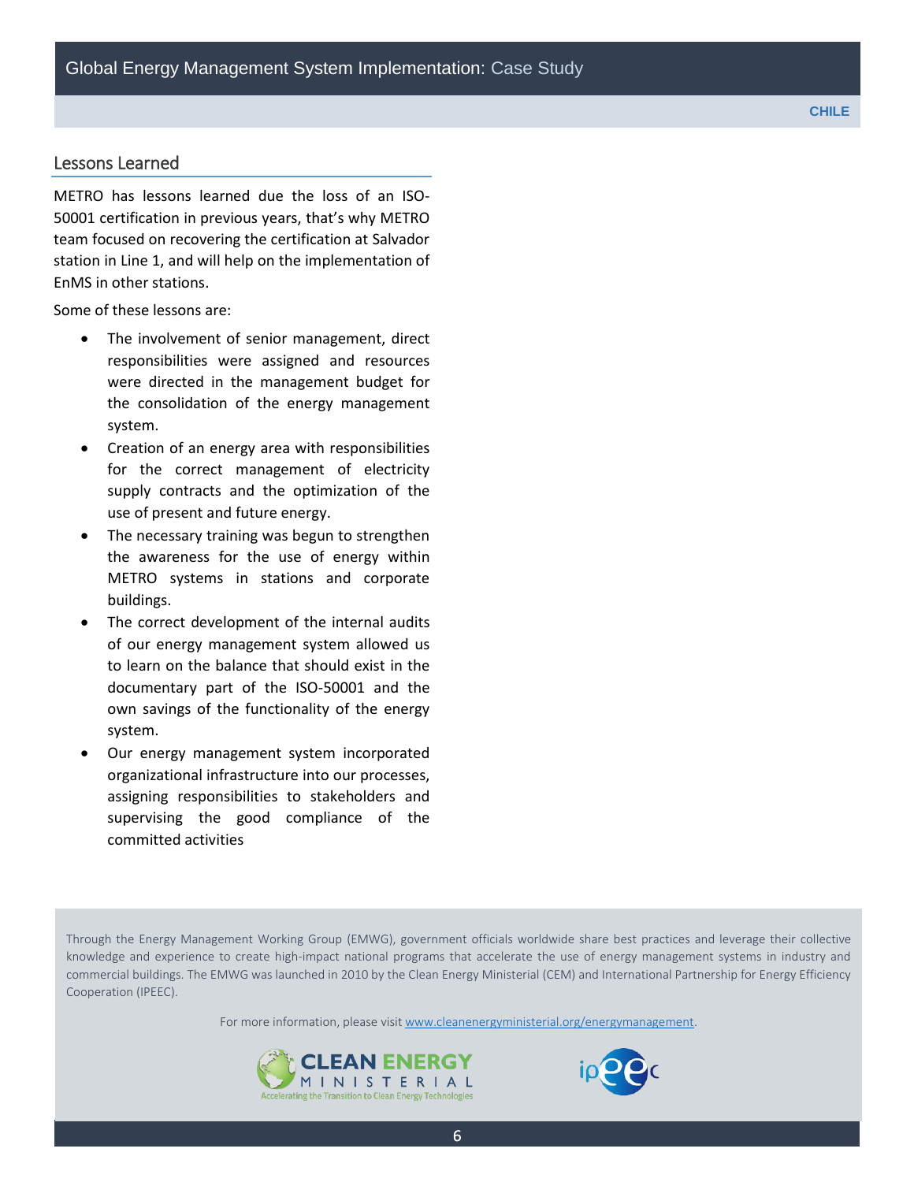## Lessons Learned

METRO has lessons learned due the loss of an ISO-50001 certification in previous years, that's why METRO team focused on recovering the certification at Salvador station in Line 1, and will help on the implementation of EnMS in other stations.

Some of these lessons are:

- The involvement of senior management, direct responsibilities were assigned and resources were directed in the management budget for the consolidation of the energy management system.
- Creation of an energy area with responsibilities for the correct management of electricity supply contracts and the optimization of the use of present and future energy.
- The necessary training was begun to strengthen the awareness for the use of energy within METRO systems in stations and corporate buildings.
- The correct development of the internal audits of our energy management system allowed us to learn on the balance that should exist in the documentary part of the ISO-50001 and the own savings of the functionality of the energy system.
- Our energy management system incorporated organizational infrastructure into our processes, assigning responsibilities to stakeholders and supervising the good compliance of the committed activities

Through the Energy Management Working Group (EMWG), government officials worldwide share best practices and leverage their collective knowledge and experience to create high-impact national programs that accelerate the use of energy management systems in industry and commercial buildings. The EMWG was launched in 2010 by the Clean Energy Ministerial (CEM) and International Partnership for Energy Efficiency Cooperation (IPEEC).

For more information, please visit www.cleanenergyministerial.org/energymanagement.

CLEAN ENERGY MINISTERIAL
Accelerating the Transition to Clean Energy Technologies

ipeec